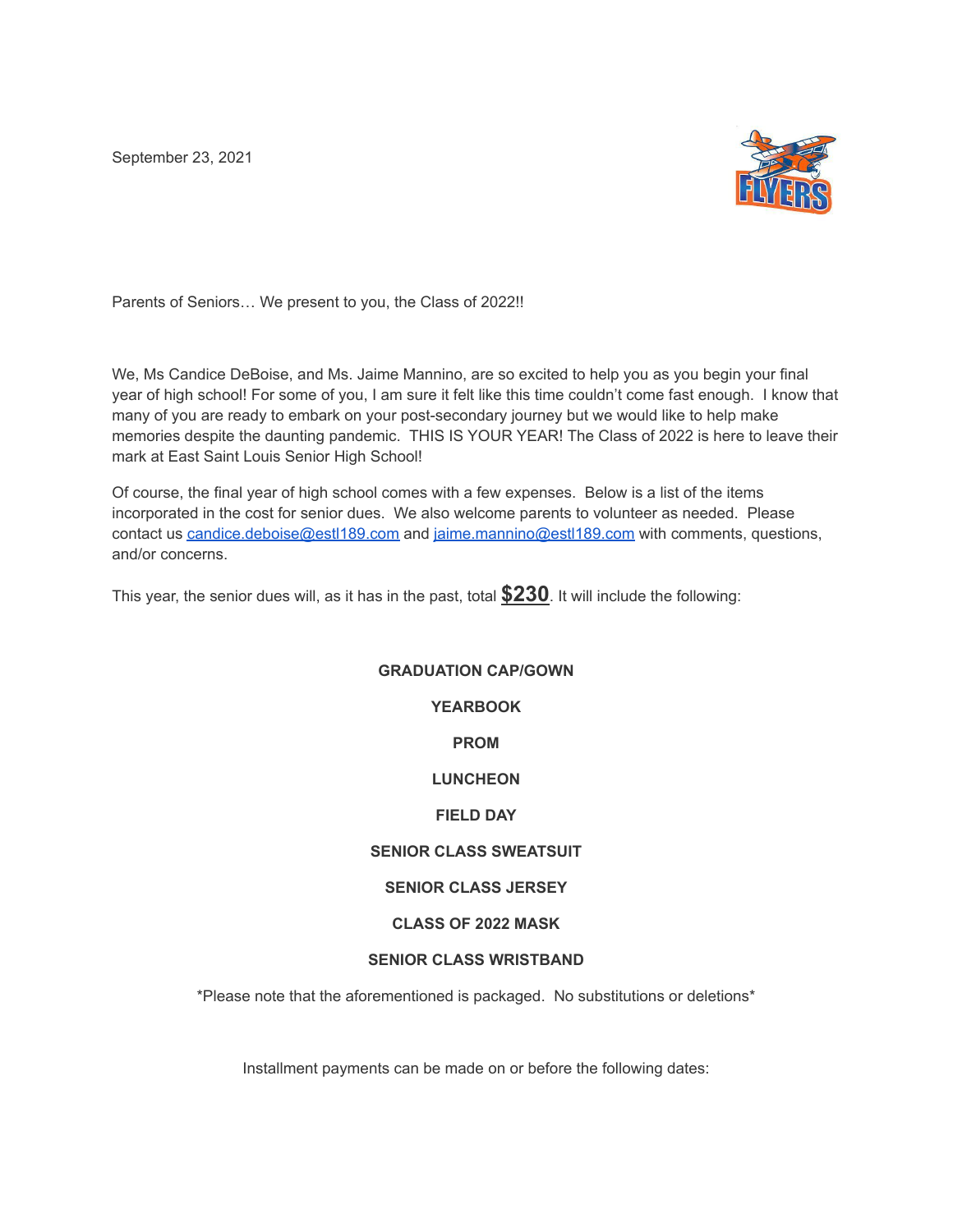September 23, 2021

Parents of Seniors… We present to you, the Class of 2022!!

We, Ms Candice DeBoise, and Ms. Jaime Mannino, are so excited to help you as you begin your final year of high school! For some of you, I am sure it felt like this time couldn't come fast enough. I know that many of you are ready to embark on your post-secondary journey but we would like to help make memories despite the daunting pandemic. THIS IS YOUR YEAR! The Class of 2022 is here to leave their mark at East Saint Louis Senior High School!

Of course, the final year of high school comes with a few expenses. Below is a list of the items incorporated in the cost for senior dues. We also welcome parents to volunteer as needed. Please contact us [candice.deboise@estl189.com](mailto:candice.deboise@estl189.com) and [jaime.mannino@estl189.com](mailto:jaime.mannino@estl189.com) with comments, questions, and/or concerns.

This year, the senior dues will, as it has in the past, total **$230**. It will include the following:

**GRADUATION CAP/GOWN**

**YEARBOOK**

**PROM**

**LUNCHEON**

**FIELD DAY**

**SENIOR CLASS SWEATSUIT**

**SENIOR CLASS JERSEY**

**CLASS OF 2022 MASK**

**SENIOR CLASS WRISTBAND**

*Please note that the aforementioned is packaged. No substitutions or deletions*

Installment payments can be made on or before the following dates: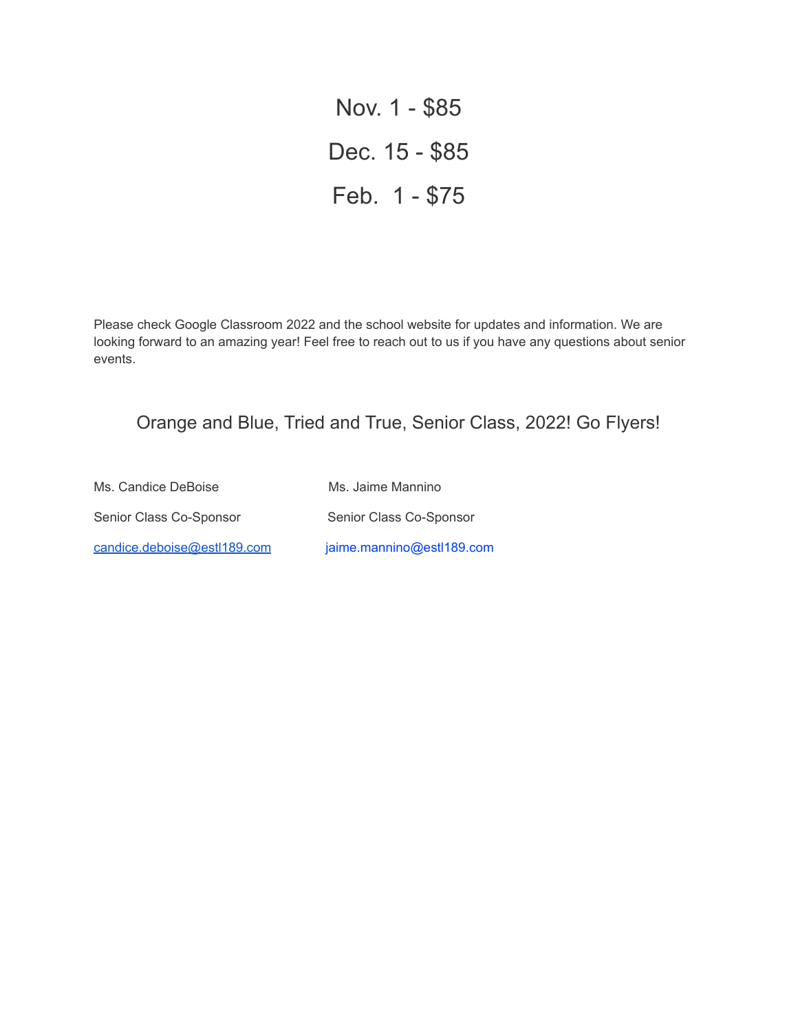Nov. 1 - $85

Dec. 15 - $85

Feb.  1 - $75

Please check Google Classroom 2022 and the school website for updates and information. We are looking forward to an amazing year! Feel free to reach out to us if you have any questions about senior events.

Orange and Blue, Tried and True, Senior Class, 2022! Go Flyers!

Ms. Candice DeBoise

Senior Class Co-Sponsor

candice.deboise@estl189.com

Ms. Jaime Mannino

Senior Class Co-Sponsor

jaime.mannino@estl189.com